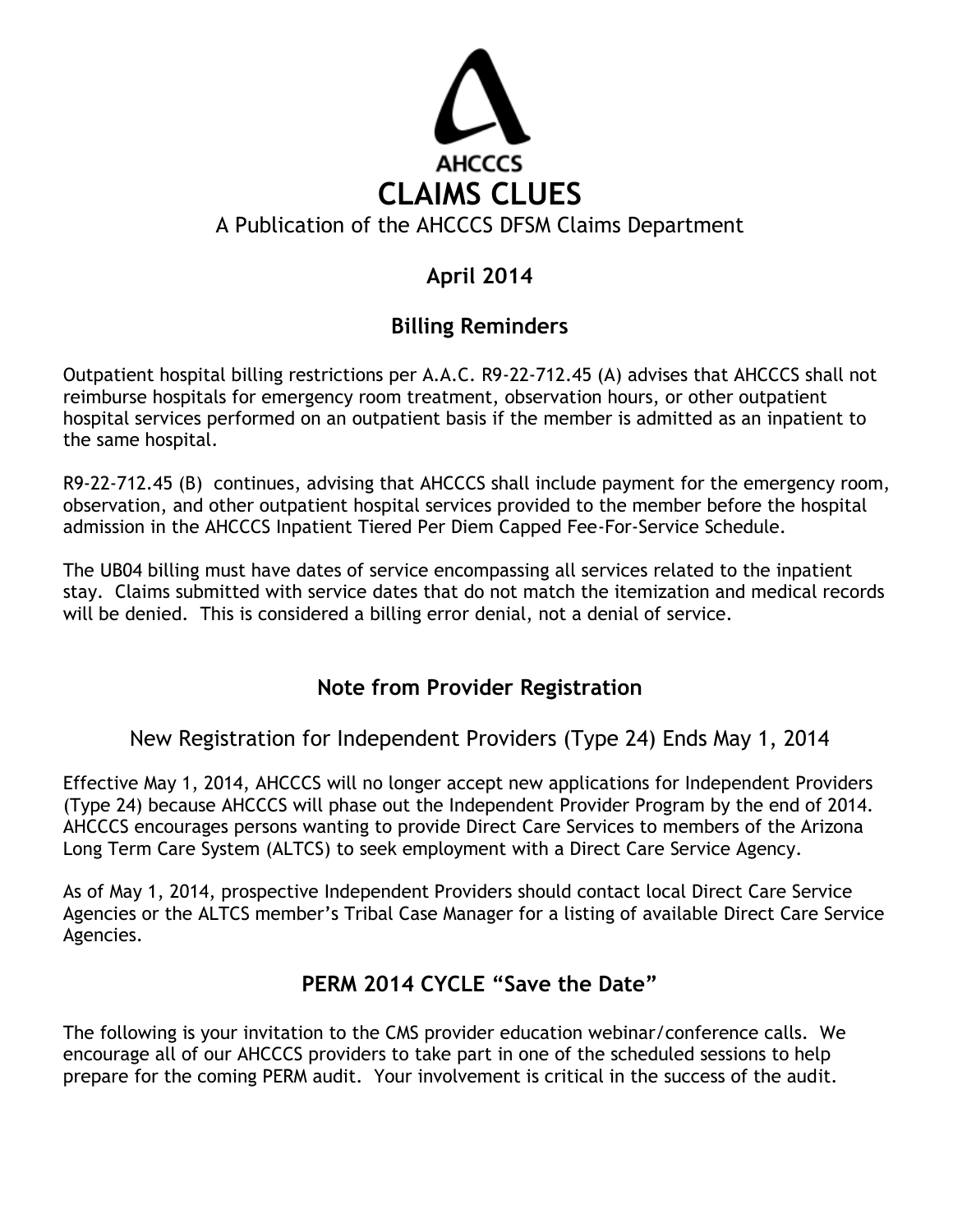AHCCCS

# CLAIMS CLUES

A Publication of the AHCCCS DFSM Claims Department

**April 2014**

## Billing Reminders

Outpatient hospital billing restrictions per A.A.C. R9-22-712.45 (A) advises that AHCCCS shall not reimburse hospitals for emergency room treatment, observation hours, or other outpatient hospital services performed on an outpatient basis if the member is admitted as an inpatient to the same hospital.

R9-22-712.45 (B) continues, advising that AHCCCS shall include payment for the emergency room, observation, and other outpatient hospital services provided to the member before the hospital admission in the AHCCCS Inpatient Tiered Per Diem Capped Fee-For-Service Schedule.

The UB04 billing must have dates of service encompassing all services related to the inpatient stay. Claims submitted with service dates that do not match the itemization and medical records will be denied. This is considered a billing error denial, not a denial of service.

## Note from Provider Registration

### New Registration for Independent Providers (Type 24) Ends May 1, 2014

Effective May 1, 2014, AHCCCS will no longer accept new applications for Independent Providers (Type 24) because AHCCCS will phase out the Independent Provider Program by the end of 2014. AHCCCS encourages persons wanting to provide Direct Care Services to members of the Arizona Long Term Care System (ALTCS) to seek employment with a Direct Care Service Agency.

As of May 1, 2014, prospective Independent Providers should contact local Direct Care Service Agencies or the ALTCS member's Tribal Case Manager for a listing of available Direct Care Service Agencies.

## PERM 2014 CYCLE "Save the Date"

The following is your invitation to the CMS provider education webinar/conference calls. We encourage all of our AHCCCS providers to take part in one of the scheduled sessions to help prepare for the coming PERM audit. Your involvement is critical in the success of the audit.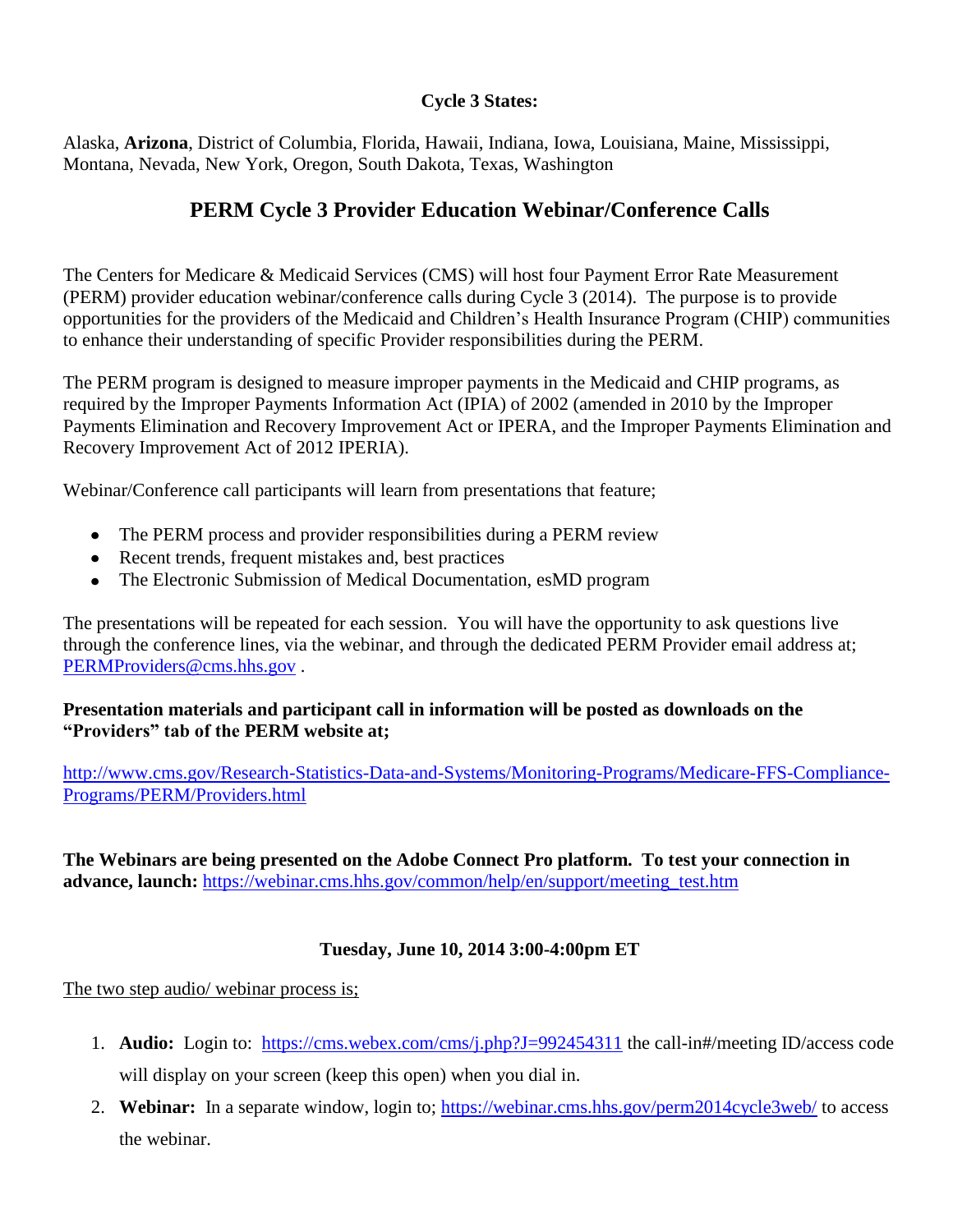**Cycle 3 States:**

Alaska, **Arizona**, District of Columbia, Florida, Hawaii, Indiana, Iowa, Louisiana, Maine, Mississippi, Montana, Nevada, New York, Oregon, South Dakota, Texas, Washington

## PERM Cycle 3 Provider Education Webinar/Conference Calls

The Centers for Medicare & Medicaid Services (CMS) will host four Payment Error Rate Measurement (PERM) provider education webinar/conference calls during Cycle 3 (2014). The purpose is to provide opportunities for the providers of the Medicaid and Children's Health Insurance Program (CHIP) communities to enhance their understanding of specific Provider responsibilities during the PERM.

The PERM program is designed to measure improper payments in the Medicaid and CHIP programs, as required by the Improper Payments Information Act (IPIA) of 2002 (amended in 2010 by the Improper Payments Elimination and Recovery Improvement Act or IPERA, and the Improper Payments Elimination and Recovery Improvement Act of 2012 IPERIA).

Webinar/Conference call participants will learn from presentations that feature;

- The PERM process and provider responsibilities during a PERM review
- Recent trends, frequent mistakes and, best practices
- The Electronic Submission of Medical Documentation, esMD program

The presentations will be repeated for each session. You will have the opportunity to ask questions live through the conference lines, via the webinar, and through the dedicated PERM Provider email address at; PERMProviders@cms.hhs.gov .

**Presentation materials and participant call in information will be posted as downloads on the "Providers" tab of the PERM website at;**

http://www.cms.gov/Research-Statistics-Data-and-Systems/Monitoring-Programs/Medicare-FFS-Compliance-Programs/PERM/Providers.html

**The Webinars are being presented on the Adobe Connect Pro platform. To test your connection in advance, launch:** https://webinar.cms.hhs.gov/common/help/en/support/meeting_test.htm

**Tuesday, June 10, 2014 3:00-4:00pm ET**

The two step audio/ webinar process is;

1. **Audio:** Login to: https://cms.webex.com/cms/j.php?J=992454311 the call-in#/meeting ID/access code will display on your screen (keep this open) when you dial in.
2. **Webinar:** In a separate window, login to; https://webinar.cms.hhs.gov/perm2014cycle3web/ to access the webinar.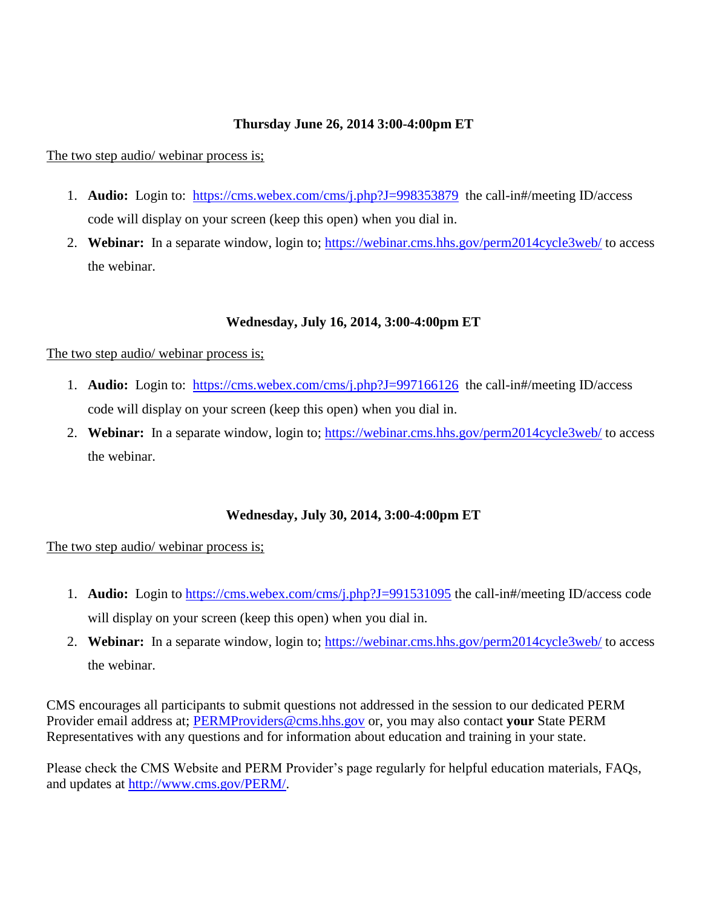**Thursday June 26, 2014 3:00-4:00pm ET**

The two step audio/ webinar process is;

1. **Audio:** Login to: https://cms.webex.com/cms/j.php?J=998353879 the call-in#/meeting ID/access code will display on your screen (keep this open) when you dial in.
2. **Webinar:** In a separate window, login to; https://webinar.cms.hhs.gov/perm2014cycle3web/ to access the webinar.

**Wednesday, July 16, 2014, 3:00-4:00pm ET**

The two step audio/ webinar process is;

1. **Audio:** Login to: https://cms.webex.com/cms/j.php?J=997166126 the call-in#/meeting ID/access code will display on your screen (keep this open) when you dial in.
2. **Webinar:** In a separate window, login to; https://webinar.cms.hhs.gov/perm2014cycle3web/ to access the webinar.

**Wednesday, July 30, 2014, 3:00-4:00pm ET**

The two step audio/ webinar process is;

1. **Audio:** Login to https://cms.webex.com/cms/j.php?J=991531095 the call-in#/meeting ID/access code will display on your screen (keep this open) when you dial in.
2. **Webinar:** In a separate window, login to; https://webinar.cms.hhs.gov/perm2014cycle3web/ to access the webinar.

CMS encourages all participants to submit questions not addressed in the session to our dedicated PERM Provider email address at; PERMProviders@cms.hhs.gov or, you may also contact **your** State PERM Representatives with any questions and for information about education and training in your state.

Please check the CMS Website and PERM Provider's page regularly for helpful education materials, FAQs, and updates at http://www.cms.gov/PERM/.